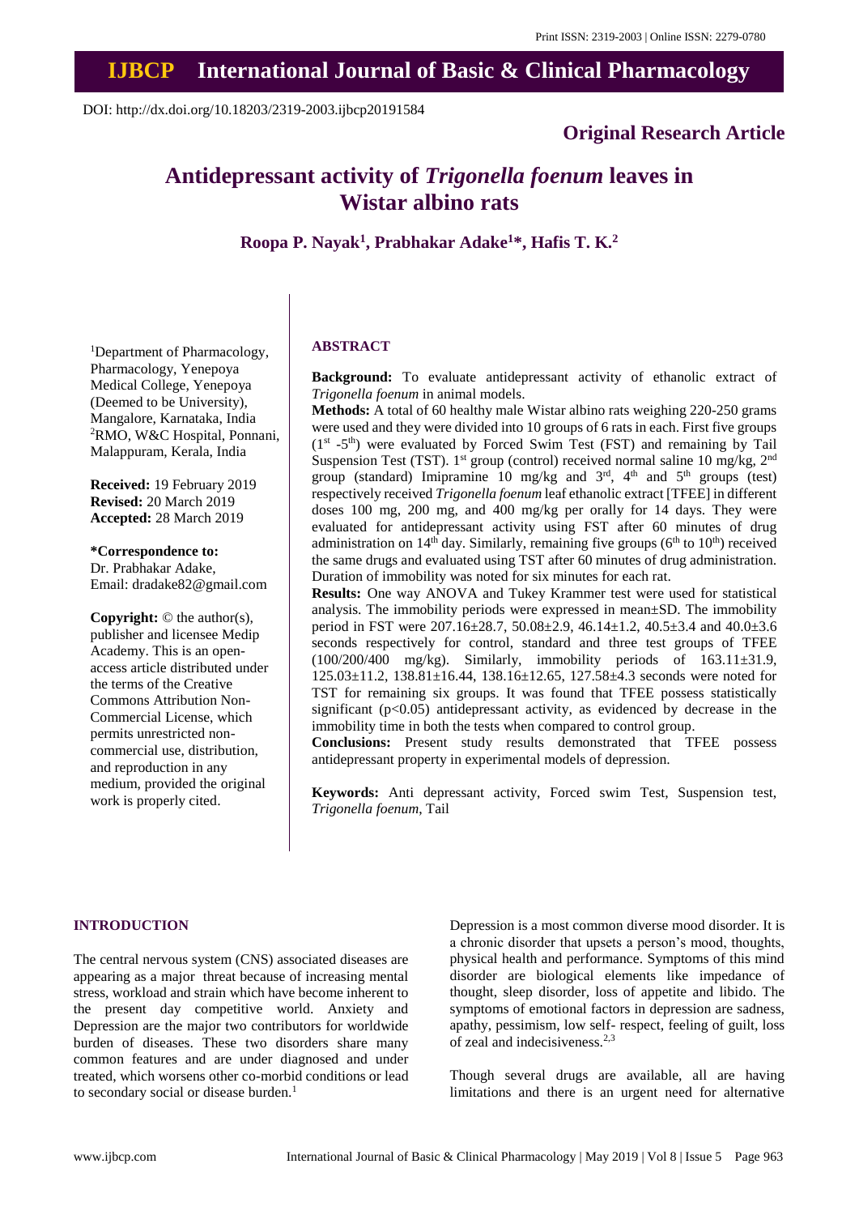DOI: http://dx.doi.org/10.18203/2319-2003.ijbcp20191584

## Original Research Article

# Antidepressant activity of *Trigonella foenum* leaves in Wistar albino rats

**Roopa P. Nayak[1], Prabhakar Adake[1]*, Hafis T. K.[2]**

[1]Department of Pharmacology, Pharmacology, Yenepoya Medical College, Yenepoya (Deemed to be University), Mangalore, Karnataka, India
[2]RMO, W&C Hospital, Ponnani, Malappuram, Kerala, India

**Received:** 19 February 2019
**Revised:** 20 March 2019
**Accepted:** 28 March 2019

**\*Correspondence to:**
Dr. Prabhakar Adake,
Email: dradake82@gmail.com

**Copyright:** © the author(s), publisher and licensee Medip Academy. This is an open-access article distributed under the terms of the Creative Commons Attribution Non-Commercial License, which permits unrestricted non-commercial use, distribution, and reproduction in any medium, provided the original work is properly cited.

## ABSTRACT

**Background:** To evaluate antidepressant activity of ethanolic extract of *Trigonella foenum* in animal models.

**Methods:** A total of 60 healthy male Wistar albino rats weighing 220-250 grams were used and they were divided into 10 groups of 6 rats in each. First five groups ($1^{st}$ -$5^{th}$) were evaluated by Forced Swim Test (FST) and remaining by Tail Suspension Test (TST). $1^{st}$ group (control) received normal saline 10 mg/kg, $2^{nd}$ group (standard) Imipramine 10 mg/kg and $3^{rd}$, $4^{th}$ and $5^{th}$ groups (test) respectively received *Trigonella foenum* leaf ethanolic extract [TFEE] in different doses 100 mg, 200 mg, and 400 mg/kg per orally for 14 days. They were evaluated for antidepressant activity using FST after 60 minutes of drug administration on $14^{th}$ day. Similarly, remaining five groups ($6^{th}$ to $10^{th}$) received the same drugs and evaluated using TST after 60 minutes of drug administration. Duration of immobility was noted for six minutes for each rat.

**Results:** One way ANOVA and Tukey Krammer test were used for statistical analysis. The immobility periods were expressed in mean±SD. The immobility period in FST were 207.16±28.7, 50.08±2.9, 46.14±1.2, 40.5±3.4 and 40.0±3.6 seconds respectively for control, standard and three test groups of TFEE (100/200/400 mg/kg). Similarly, immobility periods of 163.11±31.9, 125.03±11.2, 138.81±16.44, 138.16±12.65, 127.58±4.3 seconds were noted for TST for remaining six groups. It was found that TFEE possess statistically significant ($p<0.05$) antidepressant activity, as evidenced by decrease in the immobility time in both the tests when compared to control group.

**Conclusions:** Present study results demonstrated that TFEE possess antidepressant property in experimental models of depression.

**Keywords:** Anti depressant activity, Forced swim Test, Suspension test, *Trigonella foenum*, Tail

## INTRODUCTION

The central nervous system (CNS) associated diseases are appearing as a major threat because of increasing mental stress, workload and strain which have become inherent to the present day competitive world. Anxiety and Depression are the major two contributors for worldwide burden of diseases. These two disorders share many common features and are under diagnosed and under treated, which worsens other co-morbid conditions or lead to secondary social or disease burden.[1]

Depression is a most common diverse mood disorder. It is a chronic disorder that upsets a person's mood, thoughts, physical health and performance. Symptoms of this mind disorder are biological elements like impedance of thought, sleep disorder, loss of appetite and libido. The symptoms of emotional factors in depression are sadness, apathy, pessimism, low self- respect, feeling of guilt, loss of zeal and indecisiveness.[2,3]

Though several drugs are available, all are having limitations and there is an urgent need for alternative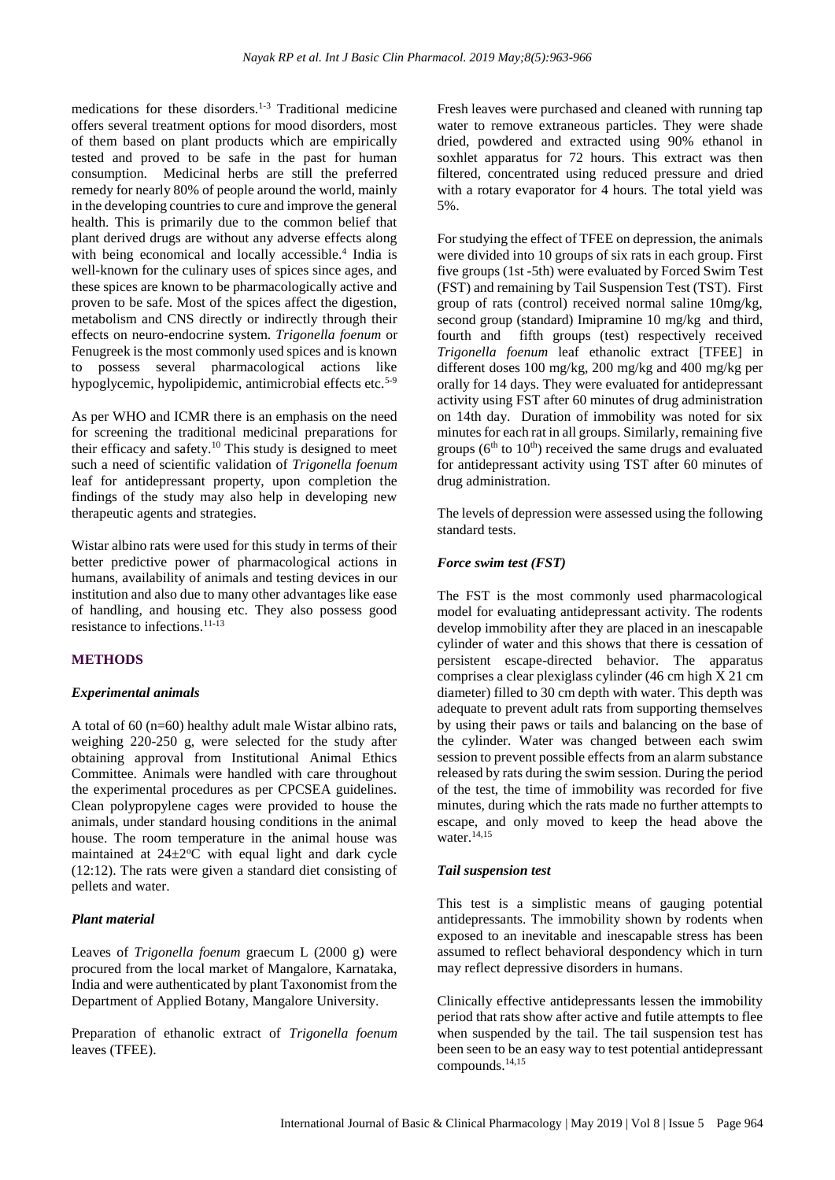medications for these disorders.[1-3] Traditional medicine offers several treatment options for mood disorders, most of them based on plant products which are empirically tested and proved to be safe in the past for human consumption. Medicinal herbs are still the preferred remedy for nearly 80% of people around the world, mainly in the developing countries to cure and improve the general health. This is primarily due to the common belief that plant derived drugs are without any adverse effects along with being economical and locally accessible.[4] India is well-known for the culinary uses of spices since ages, and these spices are known to be pharmacologically active and proven to be safe. Most of the spices affect the digestion, metabolism and CNS directly or indirectly through their effects on neuro-endocrine system. *Trigonella foenum* or Fenugreek is the most commonly used spices and is known to possess several pharmacological actions like hypoglycemic, hypolipidemic, antimicrobial effects etc.[5-9]

As per WHO and ICMR there is an emphasis on the need for screening the traditional medicinal preparations for their efficacy and safety.[10] This study is designed to meet such a need of scientific validation of *Trigonella foenum* leaf for antidepressant property, upon completion the findings of the study may also help in developing new therapeutic agents and strategies.

Wistar albino rats were used for this study in terms of their better predictive power of pharmacological actions in humans, availability of animals and testing devices in our institution and also due to many other advantages like ease of handling, and housing etc. They also possess good resistance to infections.[11-13]

## METHODS

### *Experimental animals*

A total of 60 (n=60) healthy adult male Wistar albino rats, weighing 220-250 g, were selected for the study after obtaining approval from Institutional Animal Ethics Committee. Animals were handled with care throughout the experimental procedures as per CPCSEA guidelines. Clean polypropylene cages were provided to house the animals, under standard housing conditions in the animal house. The room temperature in the animal house was maintained at $24\pm2^{o}$C with equal light and dark cycle (12:12). The rats were given a standard diet consisting of pellets and water.

### *Plant material*

Leaves of *Trigonella foenum* graecum L (2000 g) were procured from the local market of Mangalore, Karnataka, India and were authenticated by plant Taxonomist from the Department of Applied Botany, Mangalore University.

Preparation of ethanolic extract of *Trigonella foenum* leaves (TFEE).

Fresh leaves were purchased and cleaned with running tap water to remove extraneous particles. They were shade dried, powdered and extracted using 90% ethanol in soxhlet apparatus for 72 hours. This extract was then filtered, concentrated using reduced pressure and dried with a rotary evaporator for 4 hours. The total yield was 5%.

For studying the effect of TFEE on depression, the animals were divided into 10 groups of six rats in each group. First five groups (1st -5th) were evaluated by Forced Swim Test (FST) and remaining by Tail Suspension Test (TST). First group of rats (control) received normal saline 10mg/kg, second group (standard) Imipramine 10 mg/kg and third, fourth and fifth groups (test) respectively received *Trigonella foenum* leaf ethanolic extract [TFEE] in different doses 100 mg/kg, 200 mg/kg and 400 mg/kg per orally for 14 days. They were evaluated for antidepressant activity using FST after 60 minutes of drug administration on 14th day. Duration of immobility was noted for six minutes for each rat in all groups. Similarly, remaining five groups ($6^{th}$ to $10^{th}$) received the same drugs and evaluated for antidepressant activity using TST after 60 minutes of drug administration.

The levels of depression were assessed using the following standard tests.

### *Force swim test (FST)*

The FST is the most commonly used pharmacological model for evaluating antidepressant activity. The rodents develop immobility after they are placed in an inescapable cylinder of water and this shows that there is cessation of persistent escape-directed behavior. The apparatus comprises a clear plexiglass cylinder (46 cm high X 21 cm diameter) filled to 30 cm depth with water. This depth was adequate to prevent adult rats from supporting themselves by using their paws or tails and balancing on the base of the cylinder. Water was changed between each swim session to prevent possible effects from an alarm substance released by rats during the swim session. During the period of the test, the time of immobility was recorded for five minutes, during which the rats made no further attempts to escape, and only moved to keep the head above the water.[14,15]

### *Tail suspension test*

This test is a simplistic means of gauging potential antidepressants. The immobility shown by rodents when exposed to an inevitable and inescapable stress has been assumed to reflect behavioral despondency which in turn may reflect depressive disorders in humans.

Clinically effective antidepressants lessen the immobility period that rats show after active and futile attempts to flee when suspended by the tail. The tail suspension test has been seen to be an easy way to test potential antidepressant compounds.[14,15]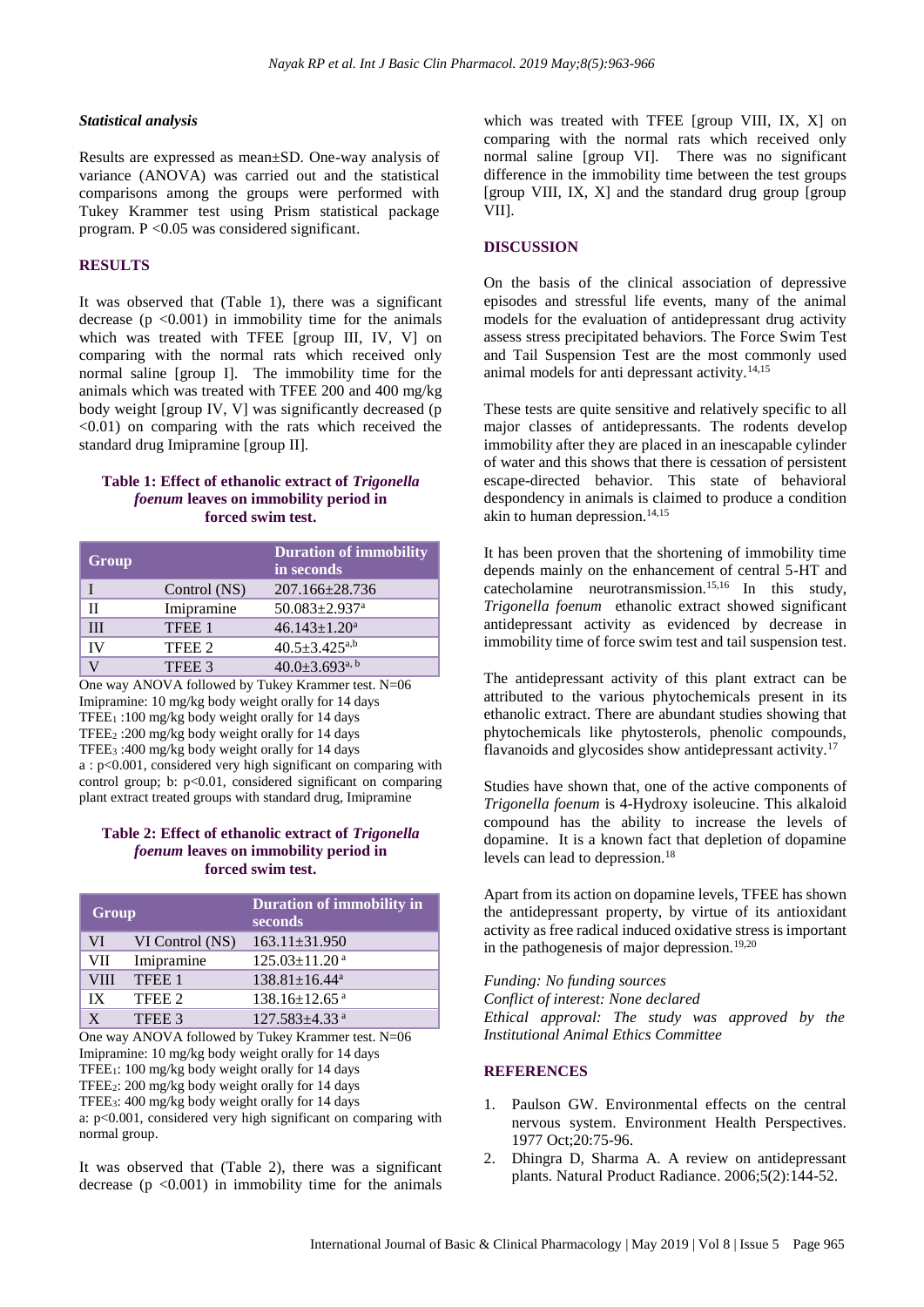### *Statistical analysis*

Results are expressed as mean±SD. One-way analysis of variance (ANOVA) was carried out and the statistical comparisons among the groups were performed with Tukey Krammer test using Prism statistical package program. P <0.05 was considered significant.

## RESULTS

It was observed that (Table 1), there was a significant decrease ($p < 0.001$) in immobility time for the animals which was treated with TFEE [group III, IV, V] on comparing with the normal rats which received only normal saline [group I]. The immobility time for the animals which was treated with TFEE 200 and 400 mg/kg body weight [group IV, V] was significantly decreased ($p < 0.01$) on comparing with the rats which received the standard drug Imipramine [group II].

**Table 1: Effect of ethanolic extract of *Trigonella foenum* leaves on immobility period in forced swim test.**

| Group | | Duration of immobility in seconds |
|---|---|---|
| I | Control (NS) | 207.166±28.736 |
| II | Imipramine | 50.083±2.937[a] |
| III | TFEE 1 | 46.143±1.20[a] |
| IV | TFEE 2 | 40.5±3.425[a,b] |
| V | TFEE 3 | 40.0±3.693[a, b] |

One way ANOVA followed by Tukey Krammer test. N=06
Imipramine: 10 mg/kg body weight orally for 14 days
$TFEE_1$ :100 mg/kg body weight orally for 14 days
$TFEE_2$ :200 mg/kg body weight orally for 14 days
$TFEE_3$ :400 mg/kg body weight orally for 14 days
a : $p < 0.001$, considered very high significant on comparing with control group; b: $p < 0.01$, considered significant on comparing plant extract treated groups with standard drug, Imipramine

**Table 2: Effect of ethanolic extract of *Trigonella foenum* leaves on immobility period in forced swim test.**

| Group | | Duration of immobility in seconds |
|---|---|---|
| VI | VI Control (NS) | 163.11±31.950 |
| VII | Imipramine | 125.03±11.20[a] |
| VIII | TFEE 1 | 138.81±16.44[a] |
| IX | TFEE 2 | 138.16±12.65[a] |
| X | TFEE 3 | 127.583±4.33[a] |

One way ANOVA followed by Tukey Krammer test. N=06
Imipramine: 10 mg/kg body weight orally for 14 days
$TFEE_1$: 100 mg/kg body weight orally for 14 days
$TFEE_2$: 200 mg/kg body weight orally for 14 days
$TFEE_3$: 400 mg/kg body weight orally for 14 days
a: $p < 0.001$, considered very high significant on comparing with normal group.

It was observed that (Table 2), there was a significant decrease ($p < 0.001$) in immobility time for the animals which was treated with TFEE [group VIII, IX, X] on comparing with the normal rats which received only normal saline [group VI]. There was no significant difference in the immobility time between the test groups [group VIII, IX, X] and the standard drug group [group VII].

## DISCUSSION

On the basis of the clinical association of depressive episodes and stressful life events, many of the animal models for the evaluation of antidepressant drug activity assess stress precipitated behaviors. The Force Swim Test and Tail Suspension Test are the most commonly used animal models for anti depressant activity.[14,15]

These tests are quite sensitive and relatively specific to all major classes of antidepressants. The rodents develop immobility after they are placed in an inescapable cylinder of water and this shows that there is cessation of persistent escape-directed behavior. This state of behavioral despondency in animals is claimed to produce a condition akin to human depression.[14,15]

It has been proven that the shortening of immobility time depends mainly on the enhancement of central 5-HT and catecholamine neurotransmission.[15,16] In this study, *Trigonella foenum* ethanolic extract showed significant antidepressant activity as evidenced by decrease in immobility time of force swim test and tail suspension test.

The antidepressant activity of this plant extract can be attributed to the various phytochemicals present in its ethanolic extract. There are abundant studies showing that phytochemicals like phytosterols, phenolic compounds, flavanoids and glycosides show antidepressant activity.[17]

Studies have shown that, one of the active components of *Trigonella foenum* is 4-Hydroxy isoleucine. This alkaloid compound has the ability to increase the levels of dopamine. It is a known fact that depletion of dopamine levels can lead to depression.[18]

Apart from its action on dopamine levels, TFEE has shown the antidepressant property, by virtue of its antioxidant activity as free radical induced oxidative stress is important in the pathogenesis of major depression.[19,20]

*Funding: No funding sources*
*Conflict of interest: None declared*
*Ethical approval: The study was approved by the Institutional Animal Ethics Committee*

## REFERENCES

1. Paulson GW. Environmental effects on the central nervous system. Environment Health Perspectives. 1977 Oct;20:75-96.
2. Dhingra D, Sharma A. A review on antidepressant plants. Natural Product Radiance. 2006;5(2):144-52.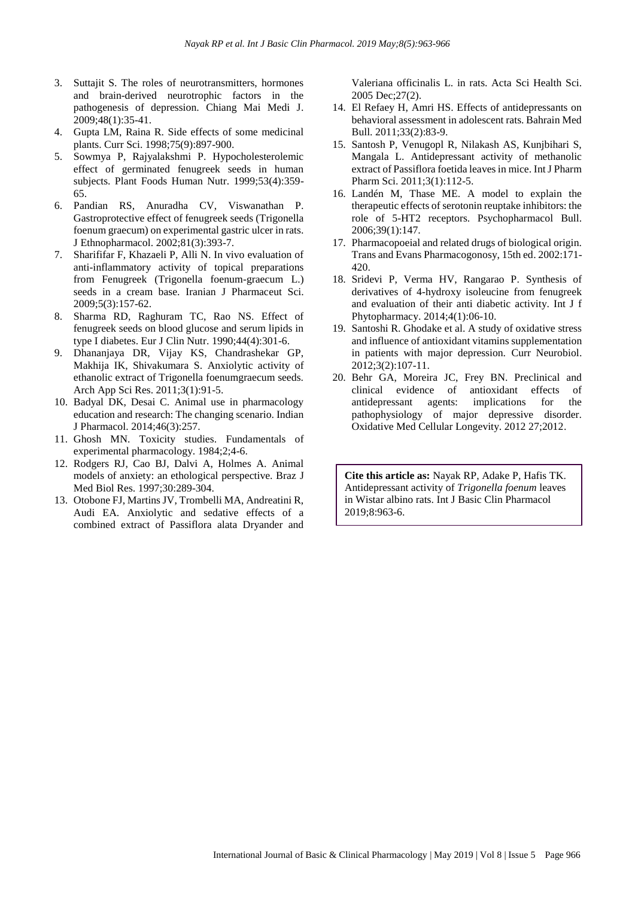3. Suttajit S. The roles of neurotransmitters, hormones and brain-derived neurotrophic factors in the pathogenesis of depression. Chiang Mai Medi J. 2009;48(1):35-41.
4. Gupta LM, Raina R. Side effects of some medicinal plants. Curr Sci. 1998;75(9):897-900.
5. Sowmya P, Rajyalakshmi P. Hypocholesterolemic effect of germinated fenugreek seeds in human subjects. Plant Foods Human Nutr. 1999;53(4):359-65.
6. Pandian RS, Anuradha CV, Viswanathan P. Gastroprotective effect of fenugreek seeds (Trigonella foenum graecum) on experimental gastric ulcer in rats. J Ethnopharmacol. 2002;81(3):393-7.
7. Sharififar F, Khazaeli P, Alli N. In vivo evaluation of anti-inflammatory activity of topical preparations from Fenugreek (Trigonella foenum-graecum L.) seeds in a cream base. Iranian J Pharmaceut Sci. 2009;5(3):157-62.
8. Sharma RD, Raghuram TC, Rao NS. Effect of fenugreek seeds on blood glucose and serum lipids in type I diabetes. Eur J Clin Nutr. 1990;44(4):301-6.
9. Dhananjaya DR, Vijay KS, Chandrashekar GP, Makhija IK, Shivakumara S. Anxiolytic activity of ethanolic extract of Trigonella foenumgraecum seeds. Arch App Sci Res. 2011;3(1):91-5.
10. Badyal DK, Desai C. Animal use in pharmacology education and research: The changing scenario. Indian J Pharmacol. 2014;46(3):257.
11. Ghosh MN. Toxicity studies. Fundamentals of experimental pharmacology. 1984;2;4-6.
12. Rodgers RJ, Cao BJ, Dalvi A, Holmes A. Animal models of anxiety: an ethological perspective. Braz J Med Biol Res. 1997;30:289-304.
13. Otobone FJ, Martins JV, Trombelli MA, Andreatini R, Audi EA. Anxiolytic and sedative effects of a combined extract of Passiflora alata Dryander and Valeriana officinalis L. in rats. Acta Sci Health Sci. 2005 Dec;27(2).
14. El Refaey H, Amri HS. Effects of antidepressants on behavioral assessment in adolescent rats. Bahrain Med Bull. 2011;33(2):83-9.
15. Santosh P, Venugopl R, Nilakash AS, Kunjbihari S, Mangala L. Antidepressant activity of methanolic extract of Passiflora foetida leaves in mice. Int J Pharm Pharm Sci. 2011;3(1):112-5.
16. Landén M, Thase ME. A model to explain the therapeutic effects of serotonin reuptake inhibitors: the role of 5-HT2 receptors. Psychopharmacol Bull. 2006;39(1):147.
17. Pharmacopoeial and related drugs of biological origin. Trans and Evans Pharmacogonosy, 15th ed. 2002:171-420.
18. Sridevi P, Verma HV, Rangarao P. Synthesis of derivatives of 4-hydroxy isoleucine from fenugreek and evaluation of their anti diabetic activity. Int J f Phytopharmacy. 2014;4(1):06-10.
19. Santoshi R. Ghodake et al. A study of oxidative stress and influence of antioxidant vitamins supplementation in patients with major depression. Curr Neurobiol. 2012;3(2):107-11.
20. Behr GA, Moreira JC, Frey BN. Preclinical and clinical evidence of antioxidant effects of antidepressant agents: implications for the pathophysiology of major depressive disorder. Oxidative Med Cellular Longevity. 2012 27;2012.

**Cite this article as:** Nayak RP, Adake P, Hafis TK. Antidepressant activity of *Trigonella foenum* leaves in Wistar albino rats. Int J Basic Clin Pharmacol 2019;8:963-6.